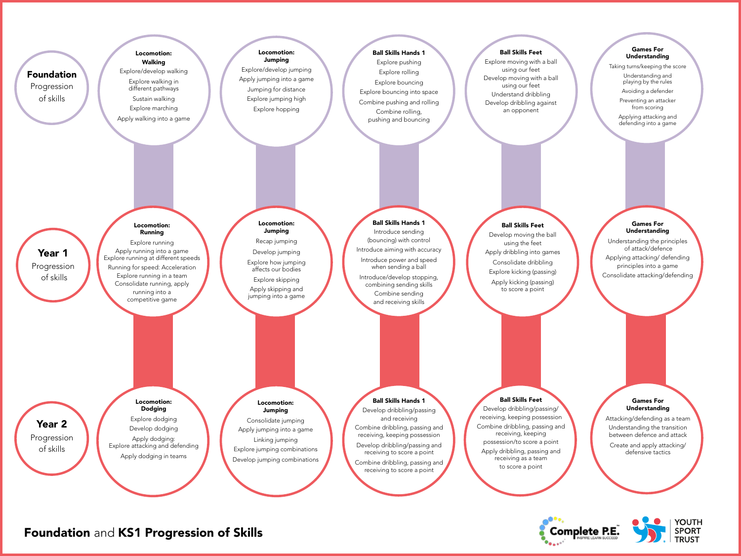# Foundation and KS1 Progression of Skills

## Foundation Progression of skills

### Locomotion: Walking
- Explore/develop walking
- Explore walking in different pathways
- Sustain walking
- Explore marching
- Apply walking into a game

### Locomotion: Jumping
- Explore/develop jumping
- Apply jumping into a game
- Jumping for distance
- Explore jumping high
- Explore hopping

### Ball Skills Hands 1
- Explore pushing
- Explore rolling
- Explore bouncing
- Explore bouncing into space
- Combine pushing and rolling
- Combine rolling, pushing and bouncing

### Ball Skills Feet
- Explore moving with a ball using our feet
- Develop moving with a ball using our feet
- Understand dribbling
- Develop dribbling against an opponent

### Games For Understanding
- Taking turns/keeping the score
- Understanding and playing by the rules
- Avoiding a defender
- Preventing an attacker from scoring
- Applying attacking and defending into a game

## Year 1 Progression of skills

### Locomotion: Running
- Explore running
- Apply running into a game
- Explore running at different speeds
- Running for speed: Acceleration
- Explore running in a team
- Consolidate running, apply running into a competitive game

### Locomotion: Jumping
- Recap jumping
- Develop jumping
- Explore how jumping affects our bodies
- Explore skipping
- Apply skipping and jumping into a game

### Ball Skills Hands 1
- Introduce sending (bouncing) with control
- Introduce aiming with accuracy
- Introduce power and speed when sending a ball
- Introduce/develop stopping, combining sending skills
- Combine sending and receiving skills

### Ball Skills Feet
- Develop moving the ball using the feet
- Apply dribbling into games
- Consolidate dribbling
- Explore kicking (passing)
- Apply kicking (passing) to score a point

### Games For Understanding
- Understanding the principles of attack/defence
- Applying attacking/ defending principles into a game
- Consolidate attacking/defending

## Year 2 Progression of skills

### Locomotion: Dodging
- Explore dodging
- Develop dodging
- Apply dodging: Explore attacking and defending
- Apply dodging in teams

### Locomotion: Jumping
- Consolidate jumping
- Apply jumping into a game
- Linking jumping
- Explore jumping combinations
- Develop jumping combinations

### Ball Skills Hands 1
- Develop dribbling/passing and receiving
- Combine dribbling, passing and receiving, keeping possession
- Develop dribbling/passing and receiving to score a point
- Combine dribbling, passing and receiving to score a point

### Ball Skills Feet
- Develop dribbling/passing/ receiving, keeping possession
- Combine dribbling, passing and receiving, keeping possession/to score a point
- Apply dribbling, passing and receiving as a team to score a point

### Games For Understanding
- Attacking/defending as a team
- Understanding the transition between defence and attack
- Create and apply attacking/ defensive tactics

Complete P.E. INSPIRE LEARN SUCCEED

YOUTH SPORT TRUST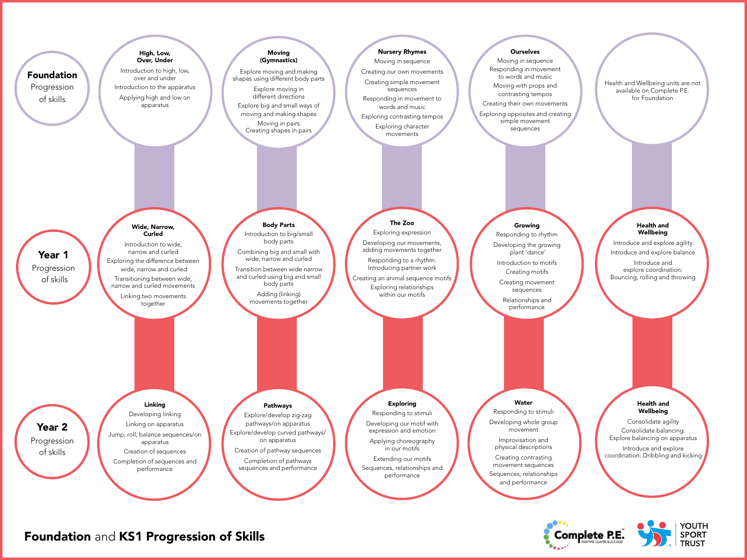# Foundation and KS1 Progression of Skills

## Foundation Progression of skills

### High, Low, Over, Under
- Introduction to high, low, over and under
- Introduction to the apparatus
- Applying high and low on apparatus

### Moving (Gymnastics)
- Explore moving and making shapes using different body parts
- Explore moving in different directions
- Explore big and small ways of moving and making shapes
- Moving in pairs
- Creating shapes in pairs

### Nursery Rhymes
- Moving in sequence
- Creating our own movements
- Creating simple movement sequences
- Responding in movement to words and music
- Exploring contrasting tempos
- Exploring character movements

### Ourselves
- Moving in sequence
- Responding in movement to words and music
- Moving with props and contrasting tempos
- Creating their own movements
- Exploring opposites and creating simple movement sequences

### Health and Wellbeing
Health and Wellbeing units are not available on Complete P.E. for Foundation

## Year 1 Progression of skills

### Wide, Narrow, Curled
- Introduction to wide, narrow and curled
- Exploring the difference between wide, narrow and curled
- Transitioning between wide, narrow and curled movements
- Linking two movements together

### Body Parts
- Introduction to big/small body parts
- Combining big and small with wide, narrow and curled
- Transition between wide narrow and curled using big and small body parts
- Adding (linking) movements together

### The Zoo
- Exploring expression
- Developing our movements, adding movements together
- Responding to a rhythm: Introducing partner work
- Creating an animal sequence motifs
- Exploring relationships within our motifs

### Growing
- Responding to rhythm
- Developing the growing plant 'dance'
- Introduction to motifs
- Creating motifs
- Creating movement sequences
- Relationships and performance

### Health and Wellbeing
- Introduce and explore agility
- Introduce and explore balance
- Introduce and explore coordination: Bouncing, rolling and throwing

## Year 2 Progression of skills

### Linking
- Developing linking
- Linking on apparatus
- Jump, roll, balance sequences/on apparatus
- Creation of sequences
- Completion of sequences and performance

### Pathways
- Explore/develop zig-zag pathways/on apparatus
- Explore/develop curved pathways/on apparatus
- Creation of pathway sequences
- Completion of pathways sequences and performance

### Exploring
- Responding to stimuli
- Developing our motif with expression and emotion
- Applying choreography in our motifs
- Extending our motifs
- Sequences, relationships and performance

### Water
- Responding to stimuli
- Developing whole group movement
- Improvisation and physical descriptions
- Creating contrasting movement sequences
- Sequences, relationships and performance

### Health and Wellbeing
- Consolidate agility
- Consolidate balancing: Explore balancing on apparatus
- Introduce and explore coordination: Dribbling and kicking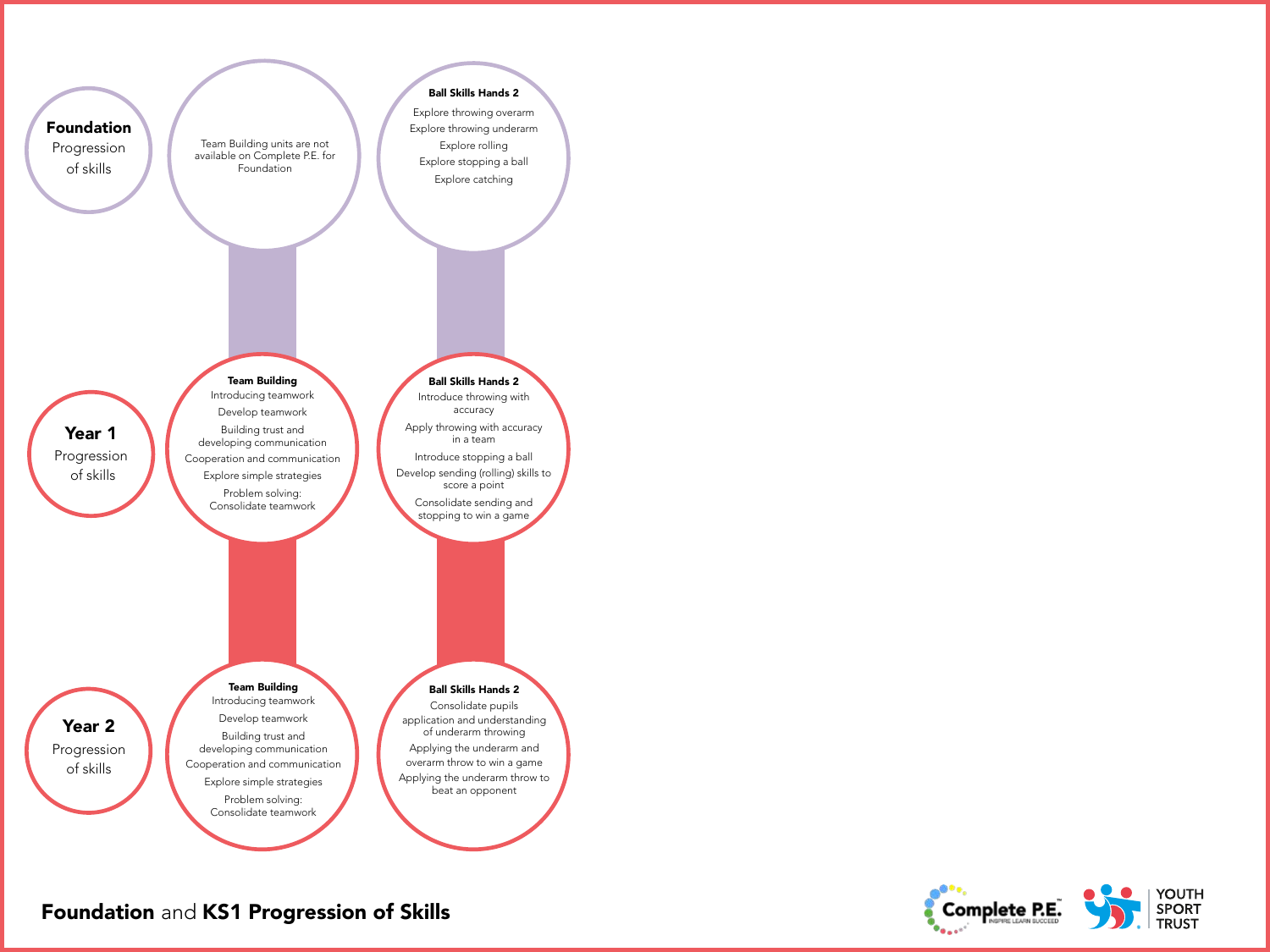# Foundation and KS1 Progression of Skills

## Foundation Progression of skills

Team Building units are not available on Complete P.E. for Foundation

**Ball Skills Hands 2**

- Explore throwing overarm
- Explore throwing underarm
- Explore rolling
- Explore stopping a ball
- Explore catching

## Year 1 Progression of skills

**Team Building**

- Introducing teamwork
- Develop teamwork
- Building trust and developing communication
- Cooperation and communication
- Explore simple strategies
- Problem solving: Consolidate teamwork

**Ball Skills Hands 2**

- Introduce throwing with accuracy
- Apply throwing with accuracy in a team
- Introduce stopping a ball
- Develop sending (rolling) skills to score a point
- Consolidate sending and stopping to win a game

## Year 2 Progression of skills

**Team Building**

- Introducing teamwork
- Develop teamwork
- Building trust and developing communication
- Cooperation and communication
- Explore simple strategies
- Problem solving: Consolidate teamwork

**Ball Skills Hands 2**

- Consolidate pupils application and understanding of underarm throwing
- Applying the underarm and overarm throw to win a game
- Applying the underarm throw to beat an opponent

Complete P.E. INSPIRE LEARN SUCCEED

YOUTH SPORT TRUST